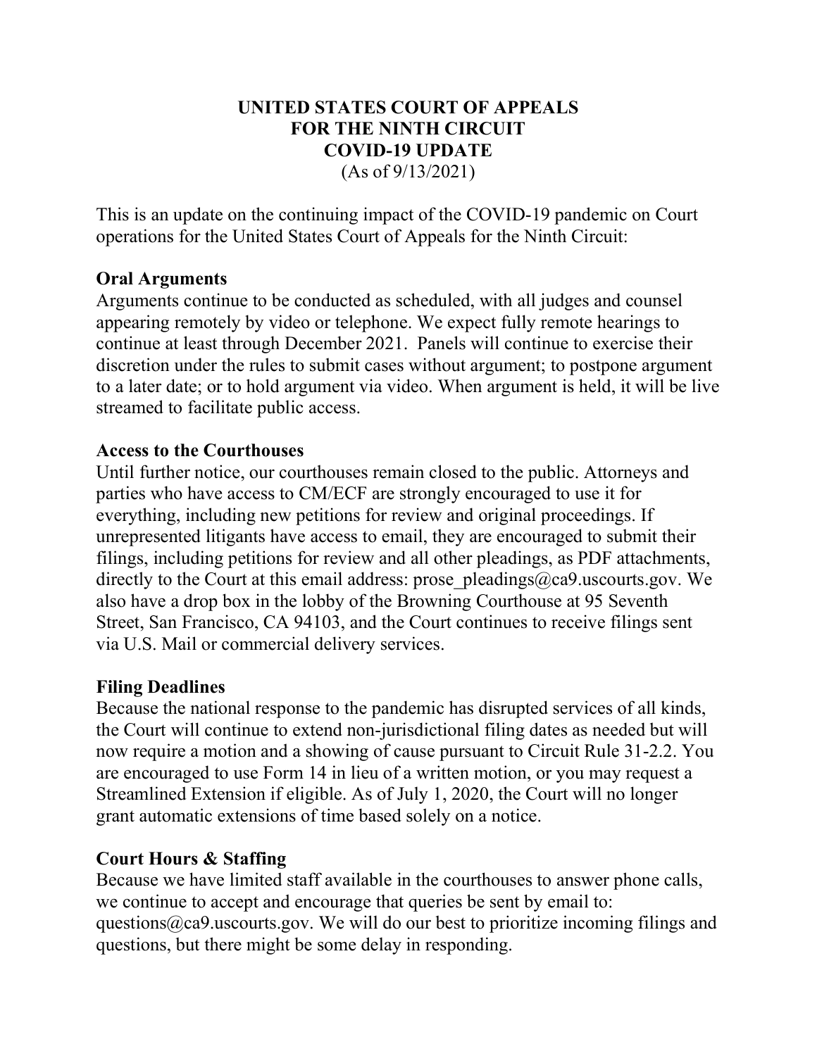# UNITED STATES COURT OF APPEALS FOR THE NINTH CIRCUIT COVID-19 UPDATE

(As of 9/13/2021)

This is an update on the continuing impact of the COVID-19 pandemic on Court operations for the United States Court of Appeals for the Ninth Circuit:

## Oral Arguments

Arguments continue to be conducted as scheduled, with all judges and counsel appearing remotely by video or telephone. We expect fully remote hearings to continue at least through December 2021. Panels will continue to exercise their discretion under the rules to submit cases without argument; to postpone argument to a later date; or to hold argument via video. When argument is held, it will be live streamed to facilitate public access.

## Access to the Courthouses

Until further notice, our courthouses remain closed to the public. Attorneys and parties who have access to CM/ECF are strongly encouraged to use it for everything, including new petitions for review and original proceedings. If unrepresented litigants have access to email, they are encouraged to submit their filings, including petitions for review and all other pleadings, as PDF attachments, directly to the Court at this email address: prose_pleadings@ca9.uscourts.gov. We also have a drop box in the lobby of the Browning Courthouse at 95 Seventh Street, San Francisco, CA 94103, and the Court continues to receive filings sent via U.S. Mail or commercial delivery services.

## Filing Deadlines

Because the national response to the pandemic has disrupted services of all kinds, the Court will continue to extend non-jurisdictional filing dates as needed but will now require a motion and a showing of cause pursuant to Circuit Rule 31-2.2. You are encouraged to use Form 14 in lieu of a written motion, or you may request a Streamlined Extension if eligible. As of July 1, 2020, the Court will no longer grant automatic extensions of time based solely on a notice.

## Court Hours & Staffing

Because we have limited staff available in the courthouses to answer phone calls, we continue to accept and encourage that queries be sent by email to: questions@ca9.uscourts.gov. We will do our best to prioritize incoming filings and questions, but there might be some delay in responding.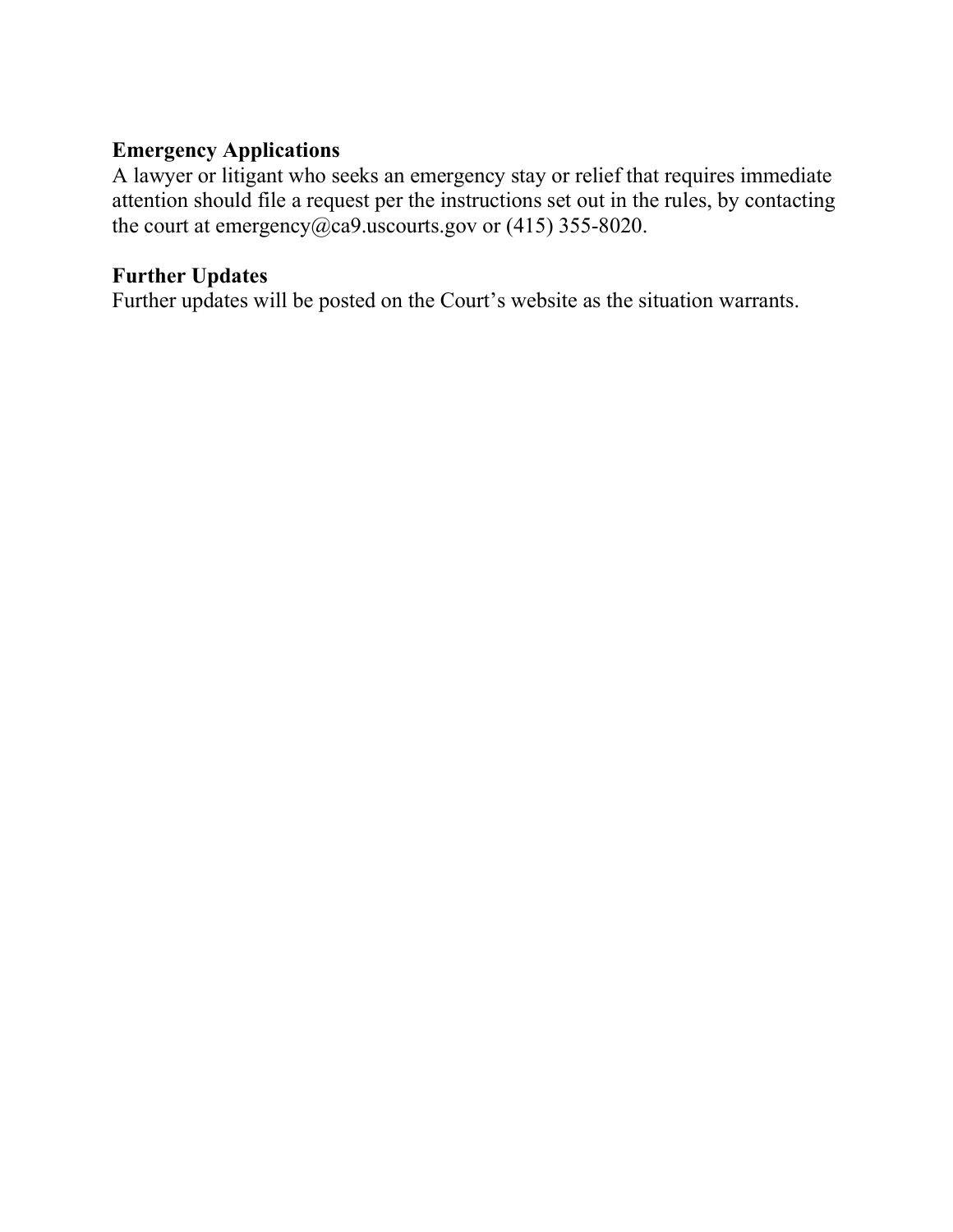**Emergency Applications**

A lawyer or litigant who seeks an emergency stay or relief that requires immediate attention should file a request per the instructions set out in the rules, by contacting the court at emergency@ca9.uscourts.gov or (415) 355-8020.

**Further Updates**

Further updates will be posted on the Court's website as the situation warrants.